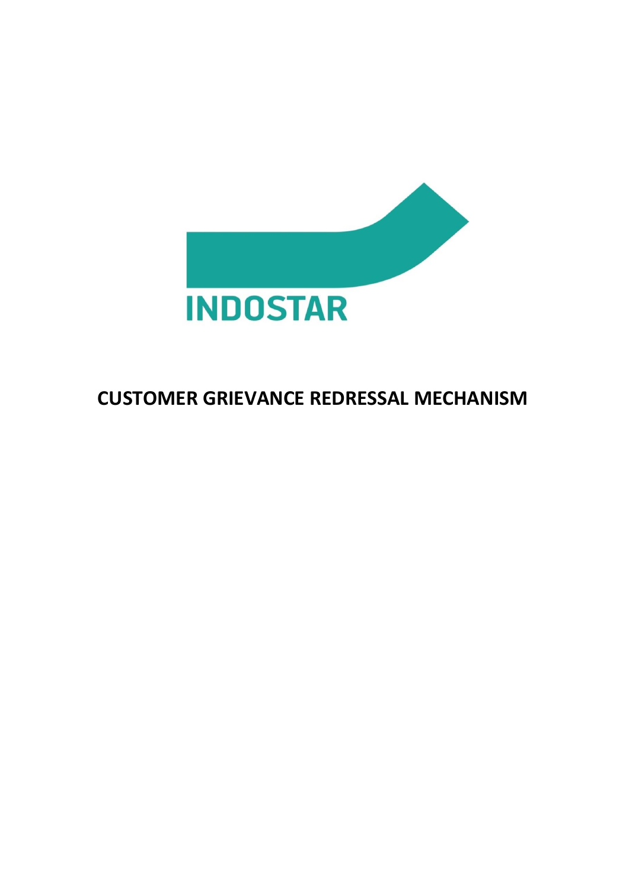INDOSTAR

# CUSTOMER GRIEVANCE REDRESSAL MECHANISM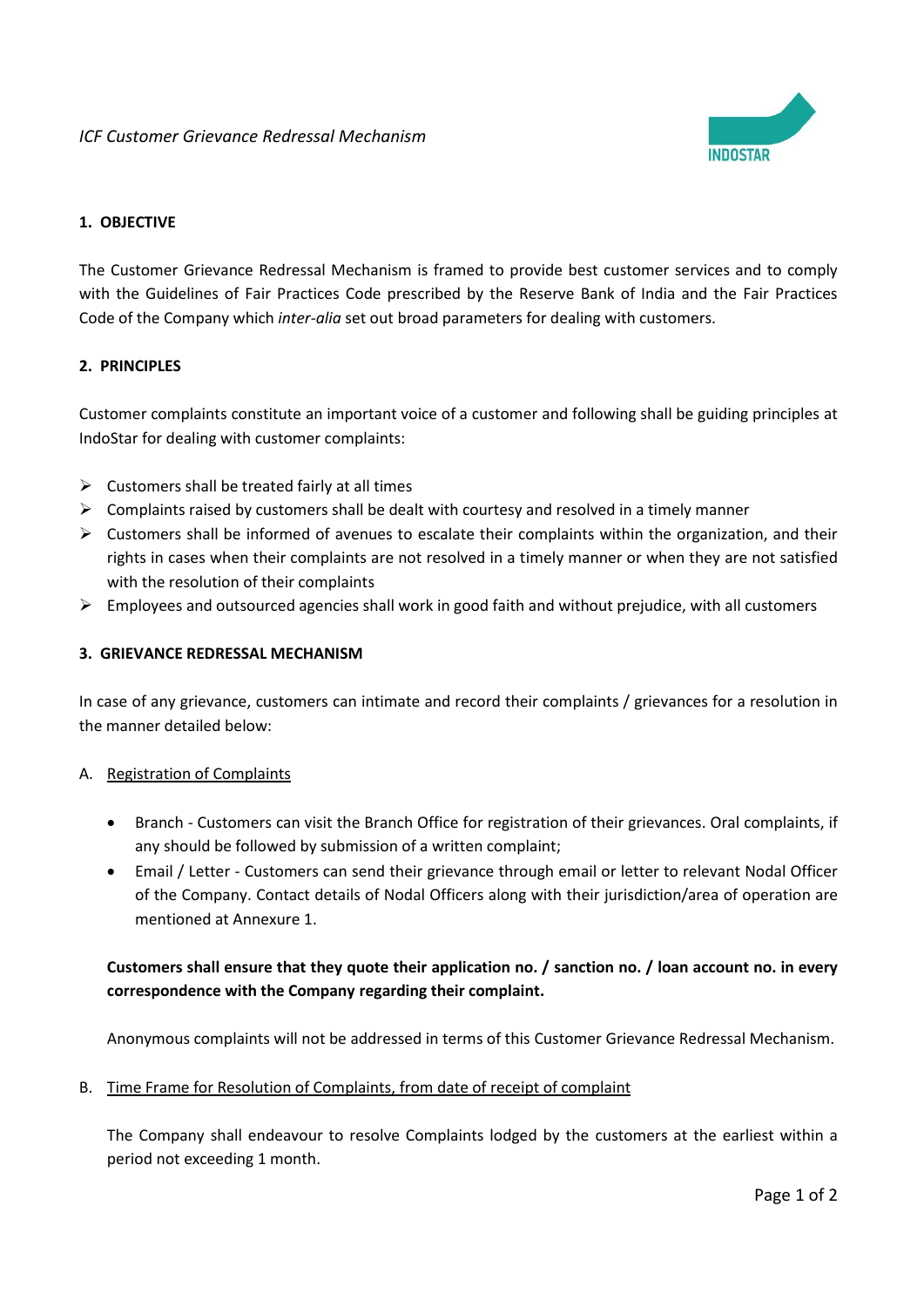*ICF Customer Grievance Redressal Mechanism*

## 1. OBJECTIVE

The Customer Grievance Redressal Mechanism is framed to provide best customer services and to comply with the Guidelines of Fair Practices Code prescribed by the Reserve Bank of India and the Fair Practices Code of the Company which *inter-alia* set out broad parameters for dealing with customers.

## 2. PRINCIPLES

Customer complaints constitute an important voice of a customer and following shall be guiding principles at IndoStar for dealing with customer complaints:

- Customers shall be treated fairly at all times
- Complaints raised by customers shall be dealt with courtesy and resolved in a timely manner
- Customers shall be informed of avenues to escalate their complaints within the organization, and their rights in cases when their complaints are not resolved in a timely manner or when they are not satisfied with the resolution of their complaints
- Employees and outsourced agencies shall work in good faith and without prejudice, with all customers

## 3. GRIEVANCE REDRESSAL MECHANISM

In case of any grievance, customers can intimate and record their complaints / grievances for a resolution in the manner detailed below:

A. Registration of Complaints

- Branch - Customers can visit the Branch Office for registration of their grievances. Oral complaints, if any should be followed by submission of a written complaint;
- Email / Letter - Customers can send their grievance through email or letter to relevant Nodal Officer of the Company. Contact details of Nodal Officers along with their jurisdiction/area of operation are mentioned at Annexure 1.

**Customers shall ensure that they quote their application no. / sanction no. / loan account no. in every correspondence with the Company regarding their complaint.**

Anonymous complaints will not be addressed in terms of this Customer Grievance Redressal Mechanism.

B. Time Frame for Resolution of Complaints, from date of receipt of complaint

The Company shall endeavour to resolve Complaints lodged by the customers at the earliest within a period not exceeding 1 month.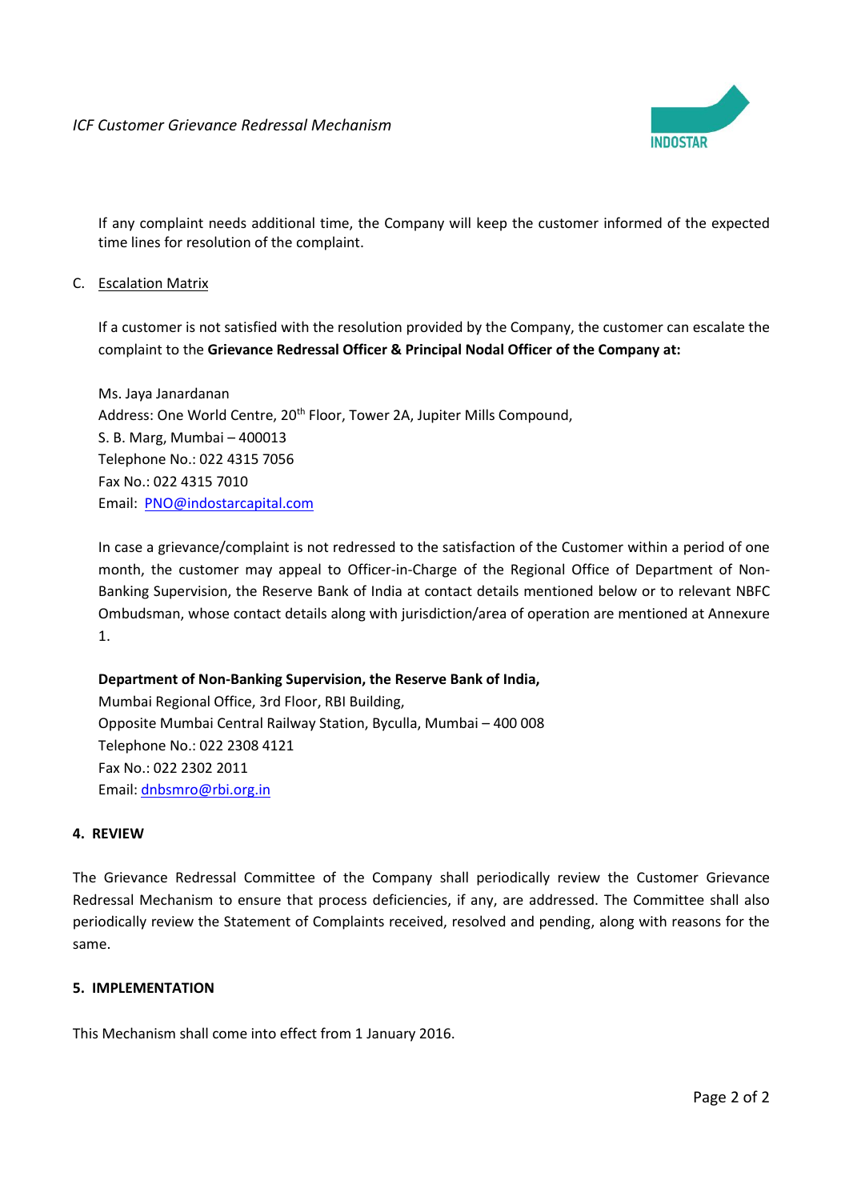If any complaint needs additional time, the Company will keep the customer informed of the expected time lines for resolution of the complaint.

C. Escalation Matrix

If a customer is not satisfied with the resolution provided by the Company, the customer can escalate the complaint to the **Grievance Redressal Officer & Principal Nodal Officer of the Company at:**

Ms. Jaya Janardanan
Address: One World Centre, 20th Floor, Tower 2A, Jupiter Mills Compound,
S. B. Marg, Mumbai – 400013
Telephone No.: 022 4315 7056
Fax No.: 022 4315 7010
Email: PNO@indostarcapital.com

In case a grievance/complaint is not redressed to the satisfaction of the Customer within a period of one month, the customer may appeal to Officer-in-Charge of the Regional Office of Department of Non-Banking Supervision, the Reserve Bank of India at contact details mentioned below or to relevant NBFC Ombudsman, whose contact details along with jurisdiction/area of operation are mentioned at Annexure 1.

**Department of Non-Banking Supervision, the Reserve Bank of India,**
Mumbai Regional Office, 3rd Floor, RBI Building,
Opposite Mumbai Central Railway Station, Byculla, Mumbai – 400 008
Telephone No.: 022 2308 4121
Fax No.: 022 2302 2011
Email: dnbsmro@rbi.org.in

## 4. REVIEW

The Grievance Redressal Committee of the Company shall periodically review the Customer Grievance Redressal Mechanism to ensure that process deficiencies, if any, are addressed. The Committee shall also periodically review the Statement of Complaints received, resolved and pending, along with reasons for the same.

## 5. IMPLEMENTATION

This Mechanism shall come into effect from 1 January 2016.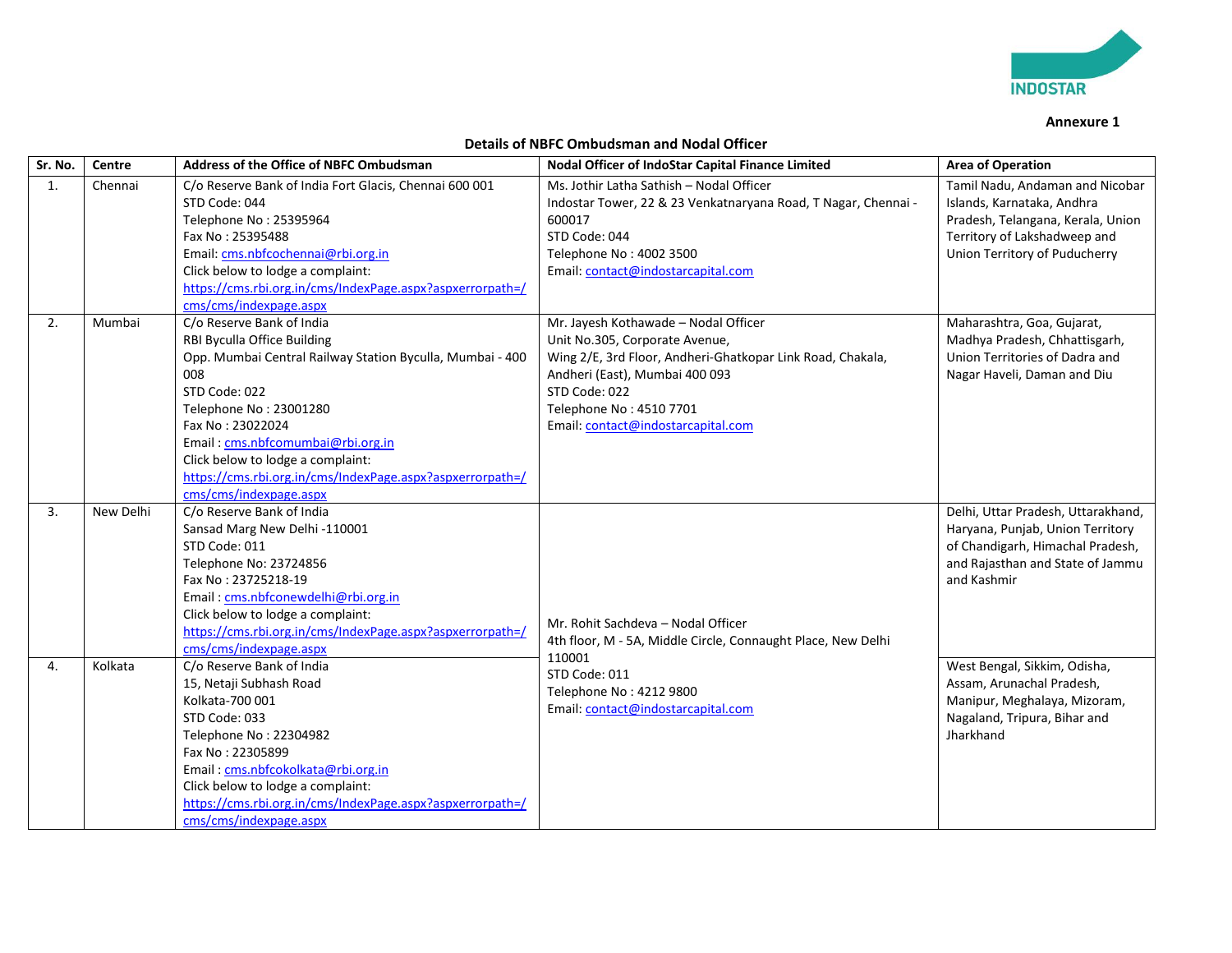INDOSTAR

**Annexure 1**

**Details of NBFC Ombudsman and Nodal Officer**

| Sr. No. | Centre | Address of the Office of NBFC Ombudsman | Nodal Officer of IndoStar Capital Finance Limited | Area of Operation |
|---|---|---|---|---|
| 1. | Chennai | C/o Reserve Bank of India Fort Glacis, Chennai 600 001<br>STD Code: 044<br>Telephone No : 25395964<br>Fax No : 25395488<br>Email: cms.nbfcochennai@rbi.org.in<br>Click below to lodge a complaint:<br>https://cms.rbi.org.in/cms/IndexPage.aspx?aspxerrorpath=/cms/cms/indexpage.aspx | Ms. Jothir Latha Sathish – Nodal Officer<br>Indostar Tower, 22 & 23 Venkatnaryana Road, T Nagar, Chennai - 600017<br>STD Code: 044<br>Telephone No : 4002 3500<br>Email: contact@indostarcapital.com | Tamil Nadu, Andaman and Nicobar Islands, Karnataka, Andhra Pradesh, Telangana, Kerala, Union Territory of Lakshadweep and Union Territory of Puducherry |
| 2. | Mumbai | C/o Reserve Bank of India<br>RBI Byculla Office Building<br>Opp. Mumbai Central Railway Station Byculla, Mumbai - 400 008<br>STD Code: 022<br>Telephone No : 23001280<br>Fax No : 23022024<br>Email : cms.nbfcomumbai@rbi.org.in<br>Click below to lodge a complaint:<br>https://cms.rbi.org.in/cms/IndexPage.aspx?aspxerrorpath=/cms/cms/indexpage.aspx | Mr. Jayesh Kothawade – Nodal Officer<br>Unit No.305, Corporate Avenue,<br>Wing 2/E, 3rd Floor, Andheri-Ghatkopar Link Road, Chakala, Andheri (East), Mumbai 400 093<br>STD Code: 022<br>Telephone No : 4510 7701<br>Email: contact@indostarcapital.com | Maharashtra, Goa, Gujarat, Madhya Pradesh, Chhattisgarh, Union Territories of Dadra and Nagar Haveli, Daman and Diu |
| 3. | New Delhi | C/o Reserve Bank of India<br>Sansad Marg New Delhi -110001<br>STD Code: 011<br>Telephone No: 23724856<br>Fax No : 23725218-19<br>Email : cms.nbfconewdelhi@rbi.org.in<br>Click below to lodge a complaint:<br>https://cms.rbi.org.in/cms/IndexPage.aspx?aspxerrorpath=/cms/cms/indexpage.aspx | Mr. Rohit Sachdeva – Nodal Officer<br>4th floor, M - 5A, Middle Circle, Connaught Place, New Delhi 110001<br>STD Code: 011<br>Telephone No : 4212 9800<br>Email: contact@indostarcapital.com | Delhi, Uttar Pradesh, Uttarakhand, Haryana, Punjab, Union Territory of Chandigarh, Himachal Pradesh, and Rajasthan and State of Jammu and Kashmir |
| 4. | Kolkata | C/o Reserve Bank of India<br>15, Netaji Subhash Road<br>Kolkata-700 001<br>STD Code: 033<br>Telephone No : 22304982<br>Fax No : 22305899<br>Email : cms.nbfcokolkata@rbi.org.in<br>Click below to lodge a complaint:<br>https://cms.rbi.org.in/cms/IndexPage.aspx?aspxerrorpath=/cms/cms/indexpage.aspx | | West Bengal, Sikkim, Odisha, Assam, Arunachal Pradesh, Manipur, Meghalaya, Mizoram, Nagaland, Tripura, Bihar and Jharkhand |